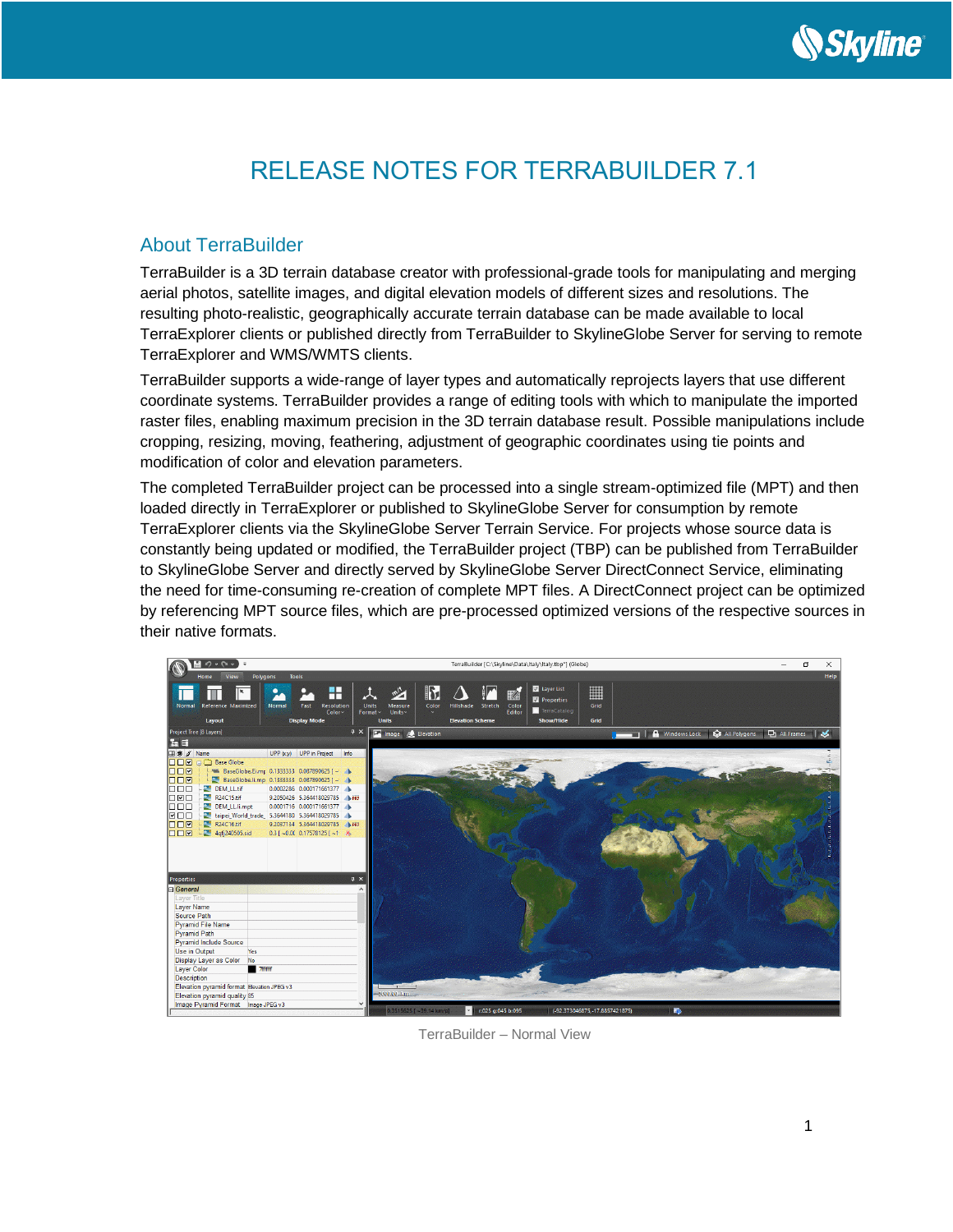# RELEASE NOTES FOR TERRABUILDER 7.1

## About TerraBuilder

TerraBuilder is a 3D terrain database creator with professional-grade tools for manipulating and merging aerial photos, satellite images, and digital elevation models of different sizes and resolutions. The resulting photo-realistic, geographically accurate terrain database can be made available to local TerraExplorer clients or published directly from TerraBuilder to SkylineGlobe Server for serving to remote TerraExplorer and WMS/WMTS clients.

TerraBuilder supports a wide-range of layer types and automatically reprojects layers that use different coordinate systems. TerraBuilder provides a range of editing tools with which to manipulate the imported raster files, enabling maximum precision in the 3D terrain database result. Possible manipulations include cropping, resizing, moving, feathering, adjustment of geographic coordinates using tie points and modification of color and elevation parameters.

The completed TerraBuilder project can be processed into a single stream-optimized file (MPT) and then loaded directly in TerraExplorer or published to SkylineGlobe Server for consumption by remote TerraExplorer clients via the SkylineGlobe Server Terrain Service. For projects whose source data is constantly being updated or modified, the TerraBuilder project (TBP) can be published from TerraBuilder to SkylineGlobe Server and directly served by SkylineGlobe Server DirectConnect Service, eliminating the need for time-consuming re-creation of complete MPT files. A DirectConnect project can be optimized by referencing MPT source files, which are pre-processed optimized versions of the respective sources in their native formats.

TerraBuilder – Normal View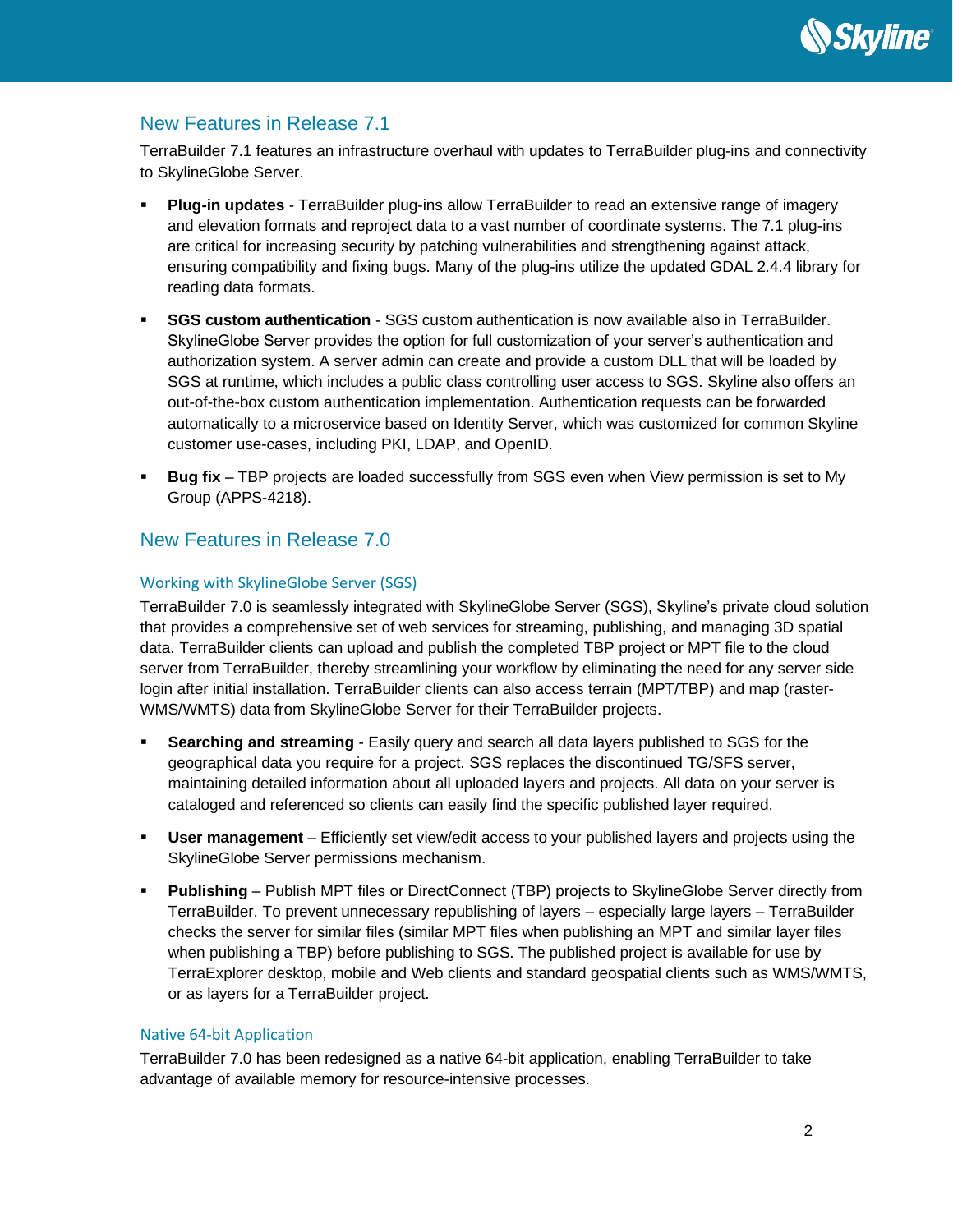## New Features in Release 7.1

TerraBuilder 7.1 features an infrastructure overhaul with updates to TerraBuilder plug-ins and connectivity to SkylineGlobe Server.

- **Plug-in updates** - TerraBuilder plug-ins allow TerraBuilder to read an extensive range of imagery and elevation formats and reproject data to a vast number of coordinate systems. The 7.1 plug-ins are critical for increasing security by patching vulnerabilities and strengthening against attack, ensuring compatibility and fixing bugs. Many of the plug-ins utilize the updated GDAL 2.4.4 library for reading data formats.
- **SGS custom authentication** - SGS custom authentication is now available also in TerraBuilder. SkylineGlobe Server provides the option for full customization of your server's authentication and authorization system. A server admin can create and provide a custom DLL that will be loaded by SGS at runtime, which includes a public class controlling user access to SGS. Skyline also offers an out-of-the-box custom authentication implementation. Authentication requests can be forwarded automatically to a microservice based on Identity Server, which was customized for common Skyline customer use-cases, including PKI, LDAP, and OpenID.
- **Bug fix** – TBP projects are loaded successfully from SGS even when View permission is set to My Group (APPS-4218).

## New Features in Release 7.0

### Working with SkylineGlobe Server (SGS)

TerraBuilder 7.0 is seamlessly integrated with SkylineGlobe Server (SGS), Skyline's private cloud solution that provides a comprehensive set of web services for streaming, publishing, and managing 3D spatial data. TerraBuilder clients can upload and publish the completed TBP project or MPT file to the cloud server from TerraBuilder, thereby streamlining your workflow by eliminating the need for any server side login after initial installation. TerraBuilder clients can also access terrain (MPT/TBP) and map (raster-WMS/WMTS) data from SkylineGlobe Server for their TerraBuilder projects.

- **Searching and streaming** - Easily query and search all data layers published to SGS for the geographical data you require for a project. SGS replaces the discontinued TG/SFS server, maintaining detailed information about all uploaded layers and projects. All data on your server is cataloged and referenced so clients can easily find the specific published layer required.
- **User management** – Efficiently set view/edit access to your published layers and projects using the SkylineGlobe Server permissions mechanism.
- **Publishing** – Publish MPT files or DirectConnect (TBP) projects to SkylineGlobe Server directly from TerraBuilder. To prevent unnecessary republishing of layers – especially large layers – TerraBuilder checks the server for similar files (similar MPT files when publishing an MPT and similar layer files when publishing a TBP) before publishing to SGS. The published project is available for use by TerraExplorer desktop, mobile and Web clients and standard geospatial clients such as WMS/WMTS, or as layers for a TerraBuilder project.

### Native 64-bit Application

TerraBuilder 7.0 has been redesigned as a native 64-bit application, enabling TerraBuilder to take advantage of available memory for resource-intensive processes.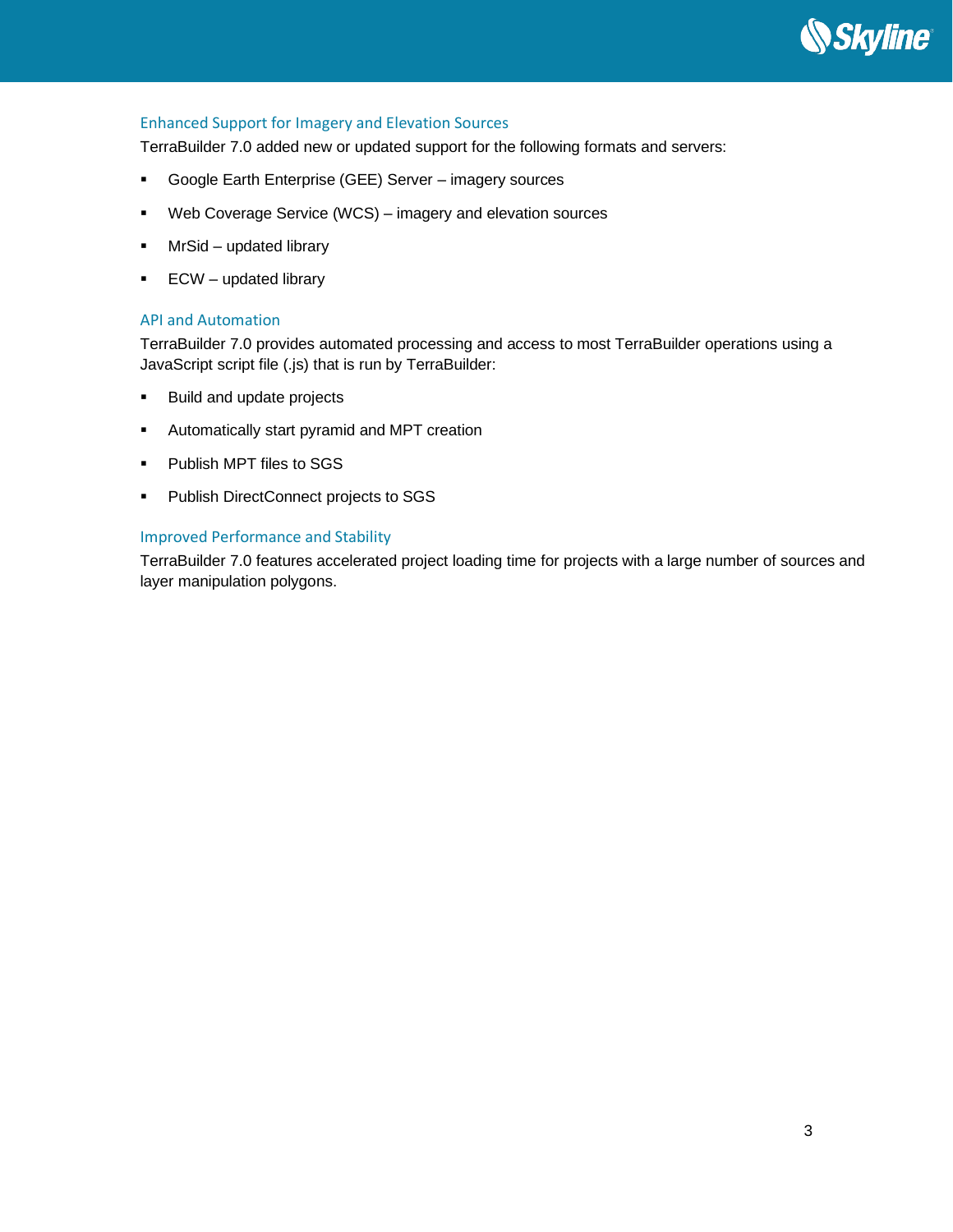### Enhanced Support for Imagery and Elevation Sources

TerraBuilder 7.0 added new or updated support for the following formats and servers:

- Google Earth Enterprise (GEE) Server – imagery sources
- Web Coverage Service (WCS) – imagery and elevation sources
- MrSid – updated library
- ECW – updated library

### API and Automation

TerraBuilder 7.0 provides automated processing and access to most TerraBuilder operations using a JavaScript script file (.js) that is run by TerraBuilder:

- Build and update projects
- Automatically start pyramid and MPT creation
- Publish MPT files to SGS
- Publish DirectConnect projects to SGS

### Improved Performance and Stability

TerraBuilder 7.0 features accelerated project loading time for projects with a large number of sources and layer manipulation polygons.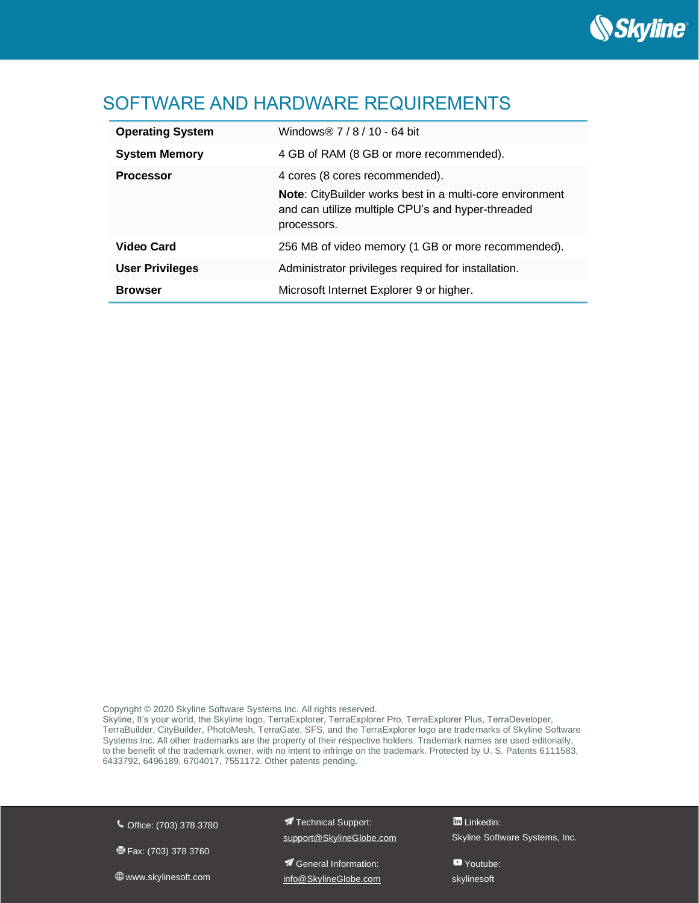## SOFTWARE AND HARDWARE REQUIREMENTS

| | |
|---|---|
| **Operating System** | Windows® 7 / 8 / 10 - 64 bit |
| **System Memory** | 4 GB of RAM (8 GB or more recommended). |
| **Processor** | 4 cores (8 cores recommended).<br>**Note**: CityBuilder works best in a multi-core environment and can utilize multiple CPU's and hyper-threaded processors. |
| **Video Card** | 256 MB of video memory (1 GB or more recommended). |
| **User Privileges** | Administrator privileges required for installation. |
| **Browser** | Microsoft Internet Explorer 9 or higher. |

Copyright © 2020 Skyline Software Systems Inc. All rights reserved.
Skyline, It's your world, the Skyline logo, TerraExplorer, TerraExplorer Pro, TerraExplorer Plus, TerraDeveloper, TerraBuilder, CityBuilder, PhotoMesh, TerraGate, SFS, and the TerraExplorer logo are trademarks of Skyline Software Systems Inc. All other trademarks are the property of their respective holders. Trademark names are used editorially, to the benefit of the trademark owner, with no intent to infringe on the trademark. Protected by U. S. Patents 6111583, 6433792, 6496189, 6704017, 7551172. Other patents pending.

Office: (703) 378 3780

Fax: (703) 378 3760

www.skylinesoft.com

Technical Support:
support@SkylineGlobe.com

General Information:
info@SkylineGlobe.com

Linkedin:
Skyline Software Systems, Inc.

Youtube:
skylinesoft